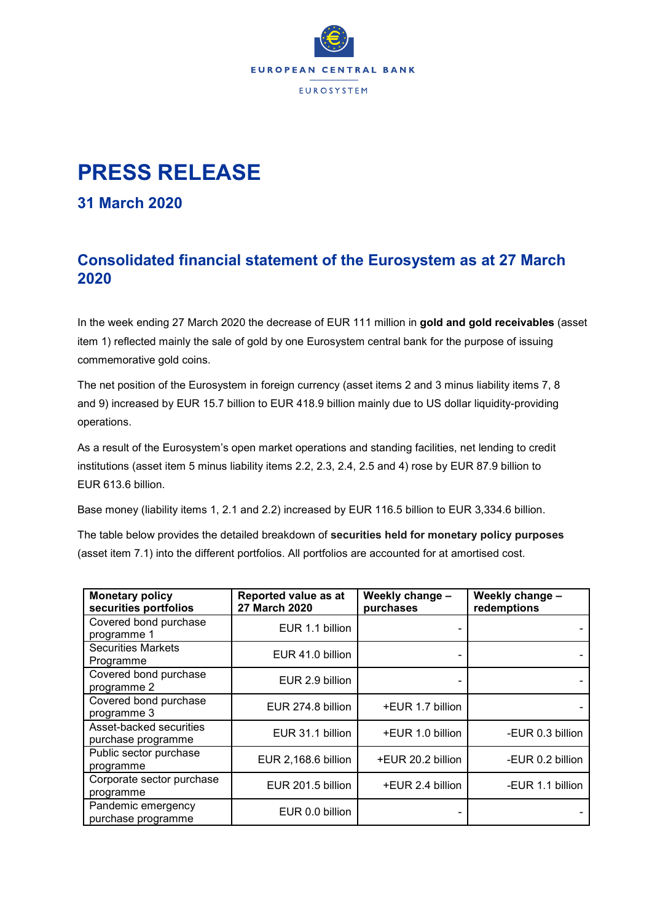EUROPEAN CENTRAL BANK

EUROSYSTEM

# PRESS RELEASE

## 31 March 2020

## Consolidated financial statement of the Eurosystem as at 27 March 2020

In the week ending 27 March 2020 the decrease of EUR 111 million in **gold and gold receivables** (asset item 1) reflected mainly the sale of gold by one Eurosystem central bank for the purpose of issuing commemorative gold coins.

The net position of the Eurosystem in foreign currency (asset items 2 and 3 minus liability items 7, 8 and 9) increased by EUR 15.7 billion to EUR 418.9 billion mainly due to US dollar liquidity-providing operations.

As a result of the Eurosystem's open market operations and standing facilities, net lending to credit institutions (asset item 5 minus liability items 2.2, 2.3, 2.4, 2.5 and 4) rose by EUR 87.9 billion to EUR 613.6 billion.

Base money (liability items 1, 2.1 and 2.2) increased by EUR 116.5 billion to EUR 3,334.6 billion.

The table below provides the detailed breakdown of **securities held for monetary policy purposes** (asset item 7.1) into the different portfolios. All portfolios are accounted for at amortised cost.

| Monetary policy securities portfolios | Reported value as at 27 March 2020 | Weekly change – purchases | Weekly change – redemptions |
|---|---|---|---|
| Covered bond purchase programme 1 | EUR 1.1 billion | - | - |
| Securities Markets Programme | EUR 41.0 billion | - | - |
| Covered bond purchase programme 2 | EUR 2.9 billion | - | - |
| Covered bond purchase programme 3 | EUR 274.8 billion | +EUR 1.7 billion | - |
| Asset-backed securities purchase programme | EUR 31.1 billion | +EUR 1.0 billion | -EUR 0.3 billion |
| Public sector purchase programme | EUR 2,168.6 billion | +EUR 20.2 billion | -EUR 0.2 billion |
| Corporate sector purchase programme | EUR 201.5 billion | +EUR 2.4 billion | -EUR 1.1 billion |
| Pandemic emergency purchase programme | EUR 0.0 billion | - | - |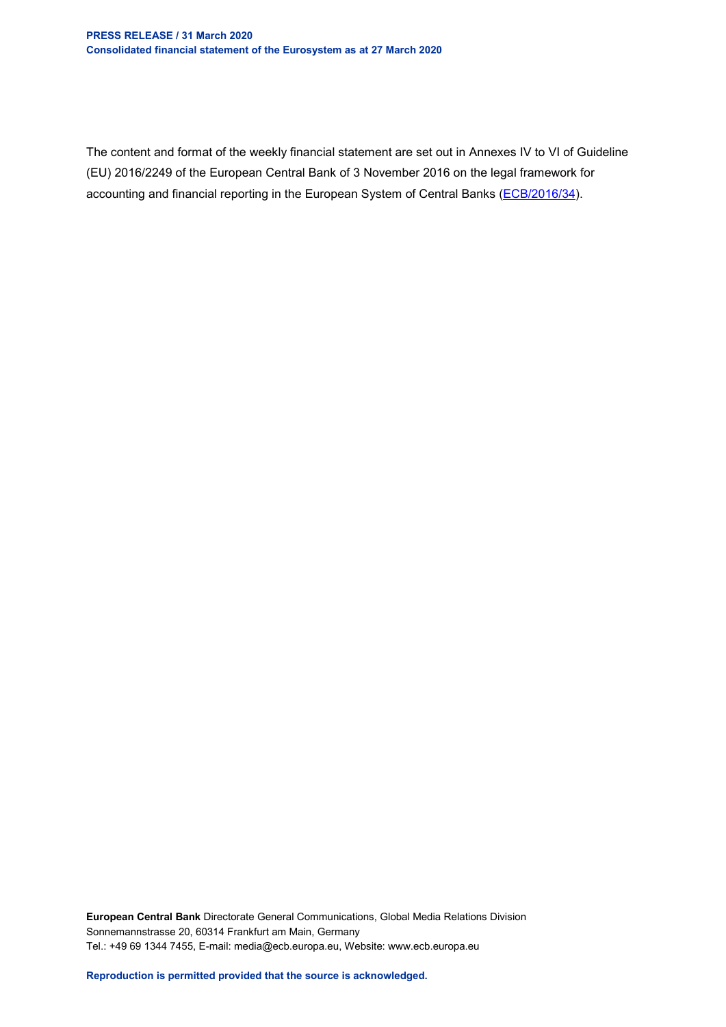The content and format of the weekly financial statement are set out in Annexes IV to VI of Guideline (EU) 2016/2249 of the European Central Bank of 3 November 2016 on the legal framework for accounting and financial reporting in the European System of Central Banks (ECB/2016/34).

**European Central Bank** Directorate General Communications, Global Media Relations Division
Sonnemannstrasse 20, 60314 Frankfurt am Main, Germany
Tel.: +49 69 1344 7455, E-mail: media@ecb.europa.eu, Website: www.ecb.europa.eu

**Reproduction is permitted provided that the source is acknowledged.**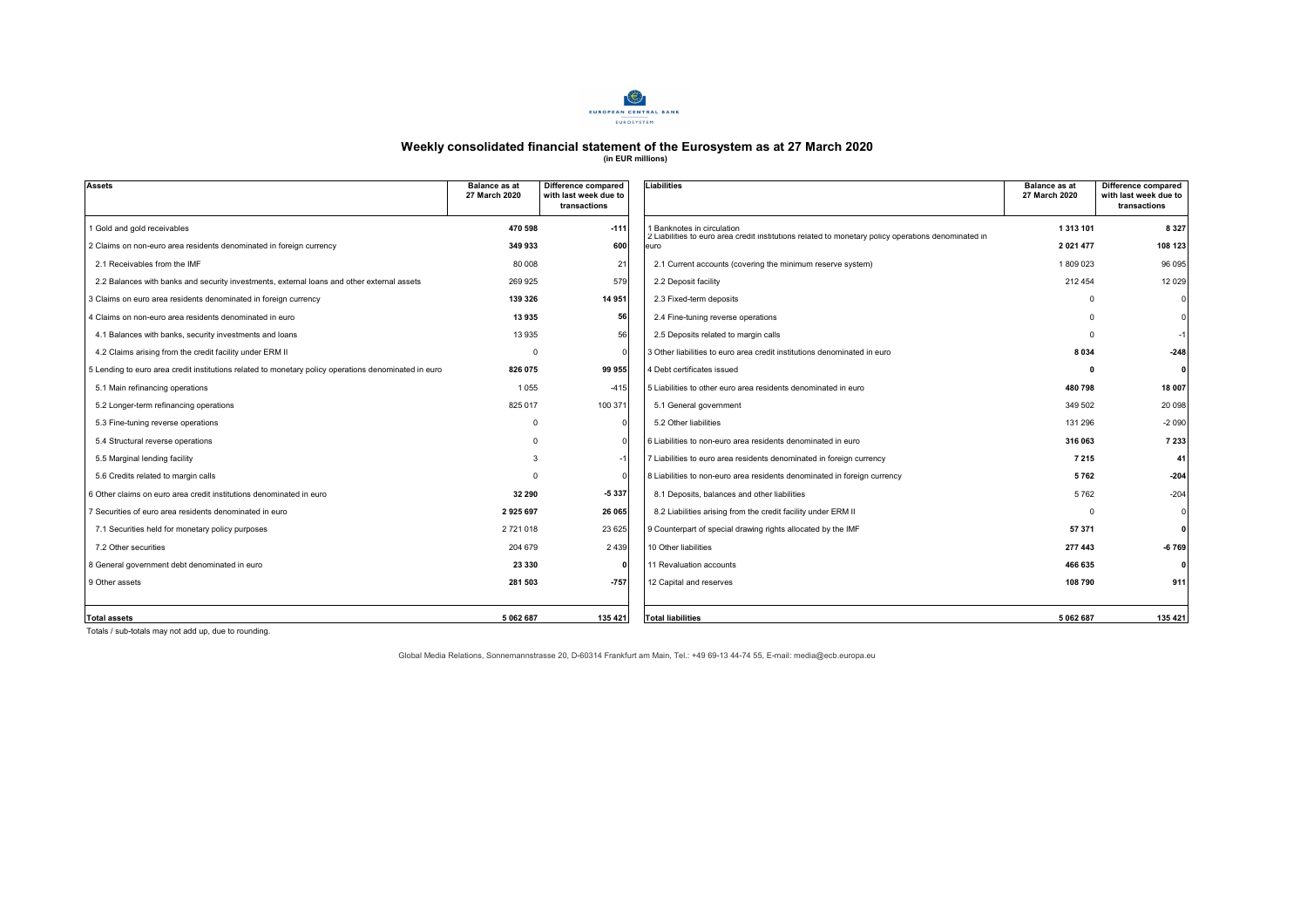# Weekly consolidated financial statement of the Eurosystem as at 27 March 2020

**(in EUR millions)**

| Assets | Balance as at 27 March 2020 | Difference compared with last week due to transactions | Liabilities | Balance as at 27 March 2020 | Difference compared with last week due to transactions |
|---|---|---|---|---|---|
| 1 Gold and gold receivables | **470 598** | **-111** | 1 Banknotes in circulation | **1 313 101** | **8 327** |
| 2 Claims on non-euro area residents denominated in foreign currency | **349 933** | **600** | 2 Liabilities to euro area credit institutions related to monetary policy operations denominated in euro | **2 021 477** | **108 123** |
| 2.1 Receivables from the IMF | 80 008 | 21 | 2.1 Current accounts (covering the minimum reserve system) | 1 809 023 | 96 095 |
| 2.2 Balances with banks and security investments, external loans and other external assets | 269 925 | 579 | 2.2 Deposit facility | 212 454 | 12 029 |
| 3 Claims on euro area residents denominated in foreign currency | **139 326** | **14 951** | 2.3 Fixed-term deposits | 0 | 0 |
| 4 Claims on non-euro area residents denominated in euro | **13 935** | **56** | 2.4 Fine-tuning reverse operations | 0 | 0 |
| 4.1 Balances with banks, security investments and loans | 13 935 | 56 | 2.5 Deposits related to margin calls | 0 | -1 |
| 4.2 Claims arising from the credit facility under ERM II | 0 | 0 | 3 Other liabilities to euro area credit institutions denominated in euro | **8 034** | **-248** |
| 5 Lending to euro area credit institutions related to monetary policy operations denominated in euro | **826 075** | **99 955** | 4 Debt certificates issued | **0** | **0** |
| 5.1 Main refinancing operations | 1 055 | -415 | 5 Liabilities to other euro area residents denominated in euro | **480 798** | **18 007** |
| 5.2 Longer-term refinancing operations | 825 017 | 100 371 | 5.1 General government | 349 502 | 20 098 |
| 5.3 Fine-tuning reverse operations | 0 | 0 | 5.2 Other liabilities | 131 296 | -2 090 |
| 5.4 Structural reverse operations | 0 | 0 | 6 Liabilities to non-euro area residents denominated in euro | **316 063** | **7 233** |
| 5.5 Marginal lending facility | 3 | -1 | 7 Liabilities to euro area residents denominated in foreign currency | **7 215** | **41** |
| 5.6 Credits related to margin calls | 0 | 0 | 8 Liabilities to non-euro area residents denominated in foreign currency | **5 762** | **-204** |
| 6 Other claims on euro area credit institutions denominated in euro | **32 290** | **-5 337** | 8.1 Deposits, balances and other liabilities | 5 762 | -204 |
| 7 Securities of euro area residents denominated in euro | **2 925 697** | **26 065** | 8.2 Liabilities arising from the credit facility under ERM II | 0 | 0 |
| 7.1 Securities held for monetary policy purposes | 2 721 018 | 23 625 | 9 Counterpart of special drawing rights allocated by the IMF | **57 371** | **0** |
| 7.2 Other securities | 204 679 | 2 439 | 10 Other liabilities | **277 443** | **-6 769** |
| 8 General government debt denominated in euro | **23 330** | **0** | 11 Revaluation accounts | **466 635** | **0** |
| 9 Other assets | **281 503** | **-757** | 12 Capital and reserves | **108 790** | **911** |
| **Total assets** | **5 062 687** | **135 421** | **Total liabilities** | **5 062 687** | **135 421** |

Totals / sub-totals may not add up, due to rounding.

Global Media Relations, Sonnemannstrasse 20, D-60314 Frankfurt am Main, Tel.: +49 69-13 44-74 55, E-mail: media@ecb.europa.eu